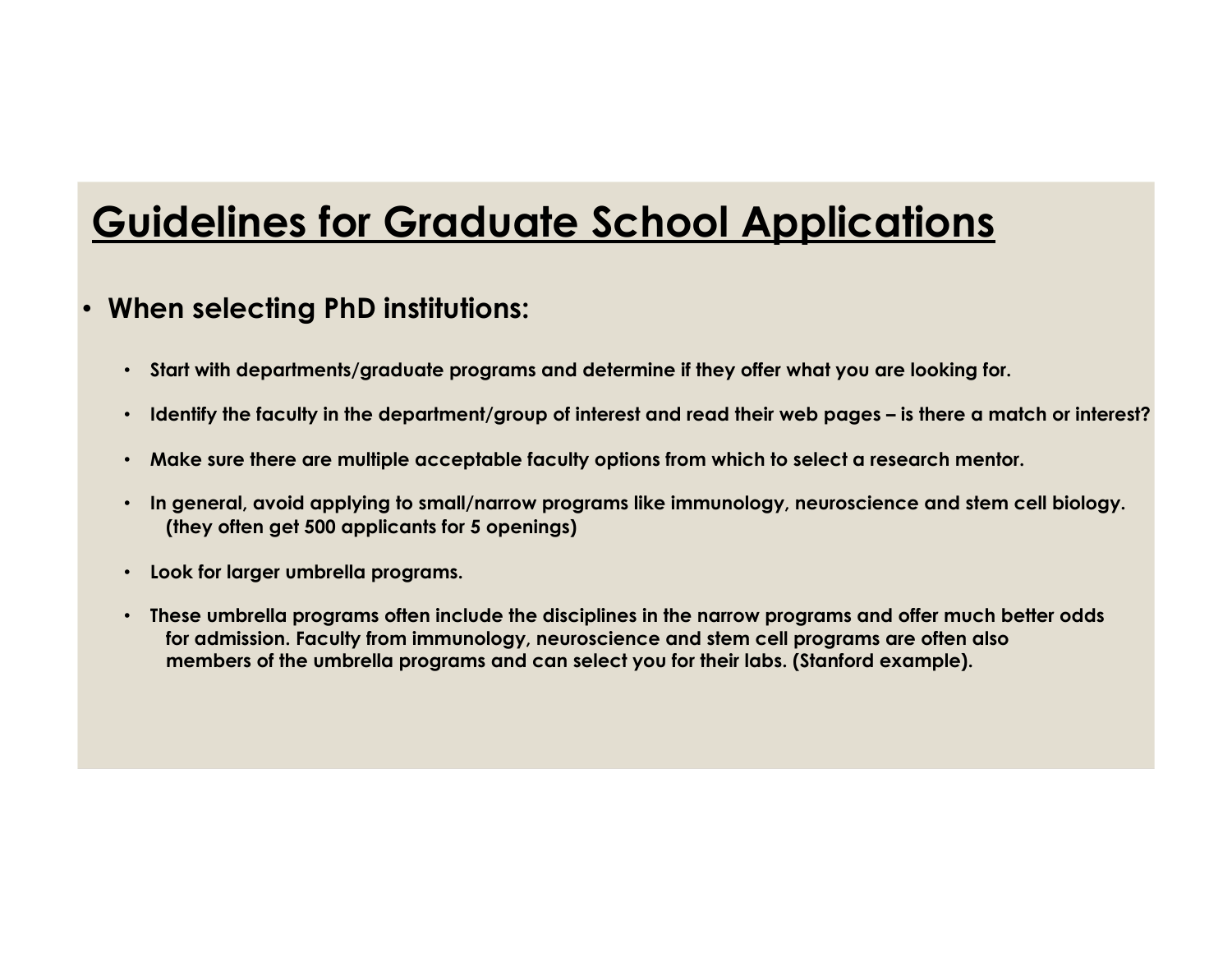# Guidelines for Graduate School Applications

- **When selecting PhD institutions:**
  - **Start with departments/graduate programs and determine if they offer what you are looking for.**
  - **Identify the faculty in the department/group of interest and read their web pages – is there a match or interest?**
  - **Make sure there are multiple acceptable faculty options from which to select a research mentor.**
  - **In general, avoid applying to small/narrow programs like immunology, neuroscience and stem cell biology. (they often get 500 applicants for 5 openings)**
  - **Look for larger umbrella programs.**
  - **These umbrella programs often include the disciplines in the narrow programs and offer much better odds for admission. Faculty from immunology, neuroscience and stem cell programs are often also members of the umbrella programs and can select you for their labs. (Stanford example).**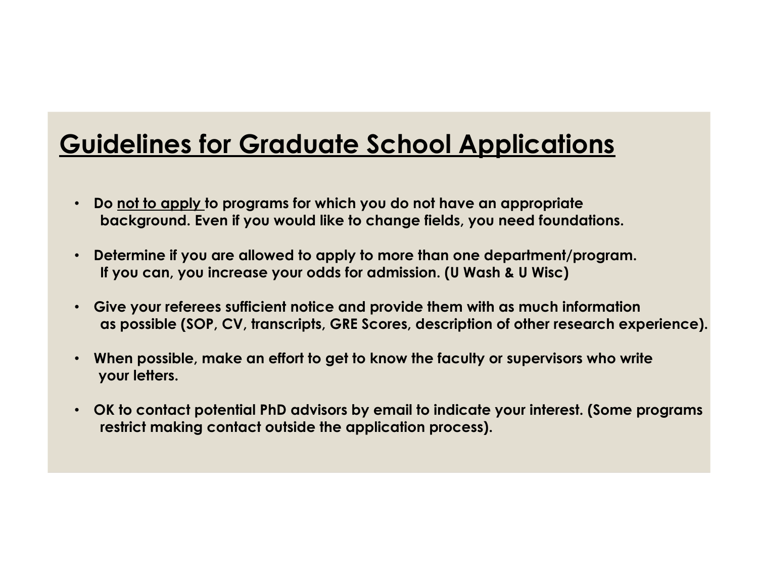# Guidelines for Graduate School Applications

- **Do not to apply to programs for which you do not have an appropriate background. Even if you would like to change fields, you need foundations.**
- **Determine if you are allowed to apply to more than one department/program. If you can, you increase your odds for admission. (U Wash & U Wisc)**
- **Give your referees sufficient notice and provide them with as much information as possible (SOP, CV, transcripts, GRE Scores, description of other research experience).**
- **When possible, make an effort to get to know the faculty or supervisors who write your letters.**
- **OK to contact potential PhD advisors by email to indicate your interest. (Some programs restrict making contact outside the application process).**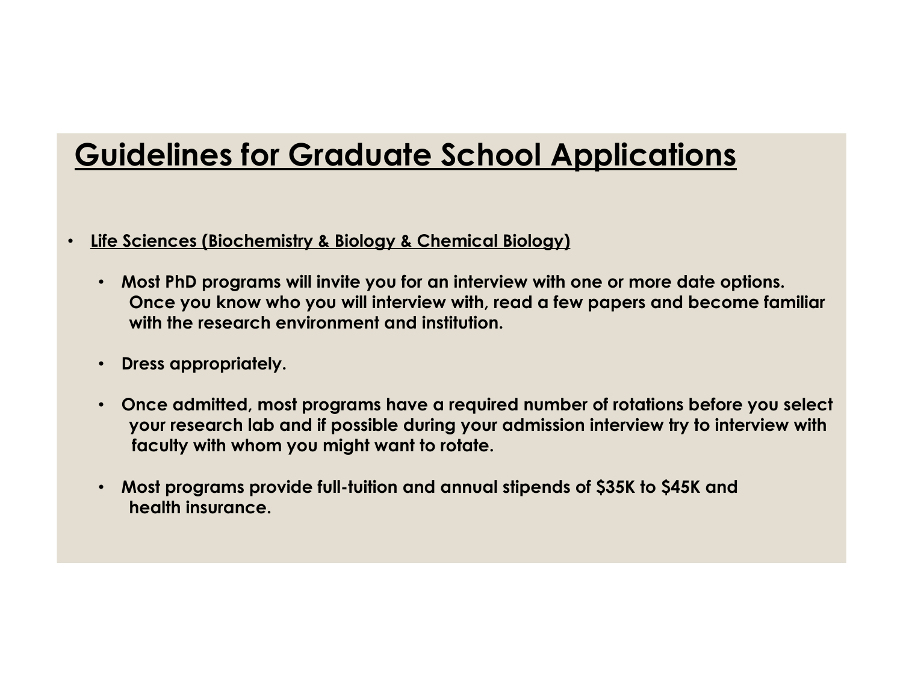# Guidelines for Graduate School Applications

- **Life Sciences (Biochemistry & Biology & Chemical Biology)**
  - **Most PhD programs will invite you for an interview with one or more date options. Once you know who you will interview with, read a few papers and become familiar with the research environment and institution.**
  - **Dress appropriately.**
  - **Once admitted, most programs have a required number of rotations before you select your research lab and if possible during your admission interview try to interview with faculty with whom you might want to rotate.**
  - **Most programs provide full-tuition and annual stipends of $35K to $45K and health insurance.**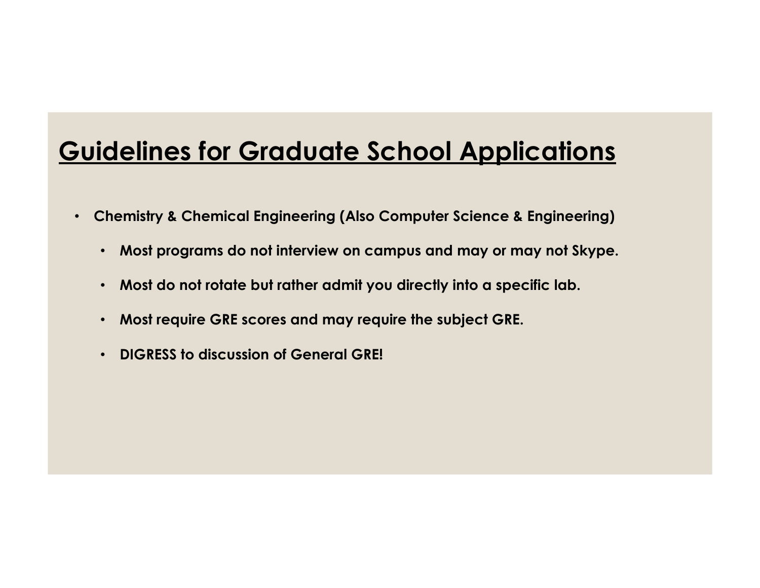# Guidelines for Graduate School Applications

- **Chemistry & Chemical Engineering (Also Computer Science & Engineering)**
  - **Most programs do not interview on campus and may or may not Skype.**
  - **Most do not rotate but rather admit you directly into a specific lab.**
  - **Most require GRE scores and may require the subject GRE.**
  - **DIGRESS to discussion of General GRE!**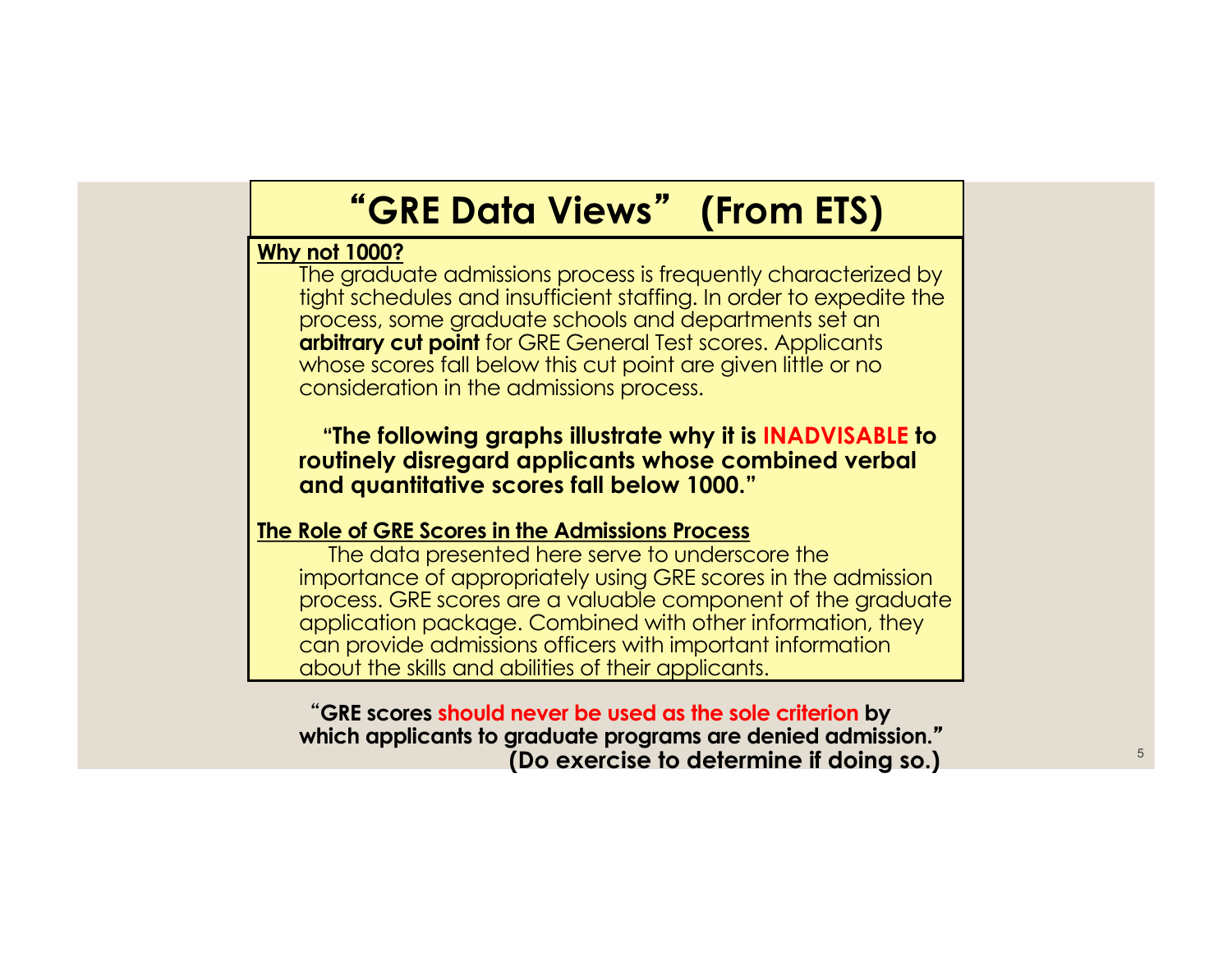# "GRE Data Views" (From ETS)

**Why not 1000?**

The graduate admissions process is frequently characterized by tight schedules and insufficient staffing. In order to expedite the process, some graduate schools and departments set an **arbitrary cut point** for GRE General Test scores. Applicants whose scores fall below this cut point are given little or no consideration in the admissions process.

**"The following graphs illustrate why it is INADVISABLE to routinely disregard applicants whose combined verbal and quantitative scores fall below 1000."**

**The Role of GRE Scores in the Admissions Process**

The data presented here serve to underscore the importance of appropriately using GRE scores in the admission process. GRE scores are a valuable component of the graduate application package. Combined with other information, they can provide admissions officers with important information about the skills and abilities of their applicants.

**"GRE scores should never be used as the sole criterion by which applicants to graduate programs are denied admission."**
**(Do exercise to determine if doing so.)**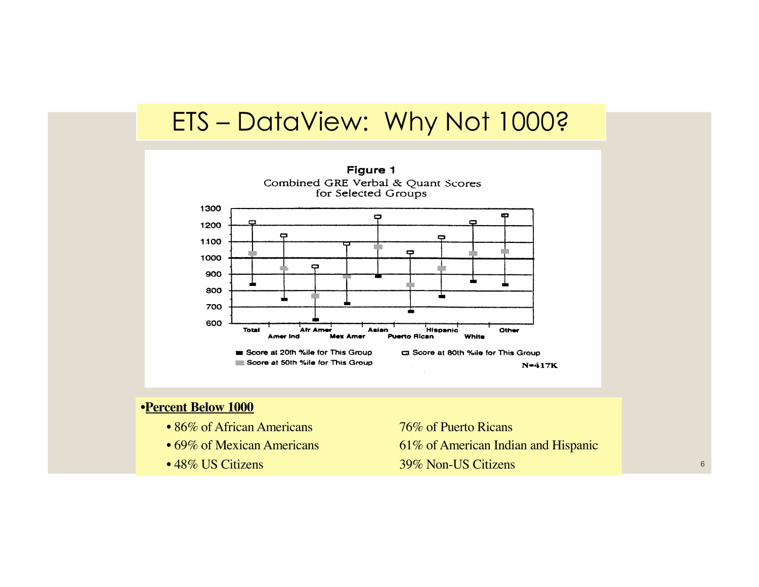# ETS – DataView: Why Not 1000?

**Figure 1**

Combined GRE Verbal & Quant Scores for Selected Groups

- ■ Score at 20th %ile for This Group
- ■ Score at 50th %ile for This Group
- □ Score at 80th %ile for This Group

N=417K

•**Percent Below 1000**

- 86% of African Americans
- 69% of Mexican Americans
- 48% US Citizens

76% of Puerto Ricans

61% of American Indian and Hispanic

39% Non-US Citizens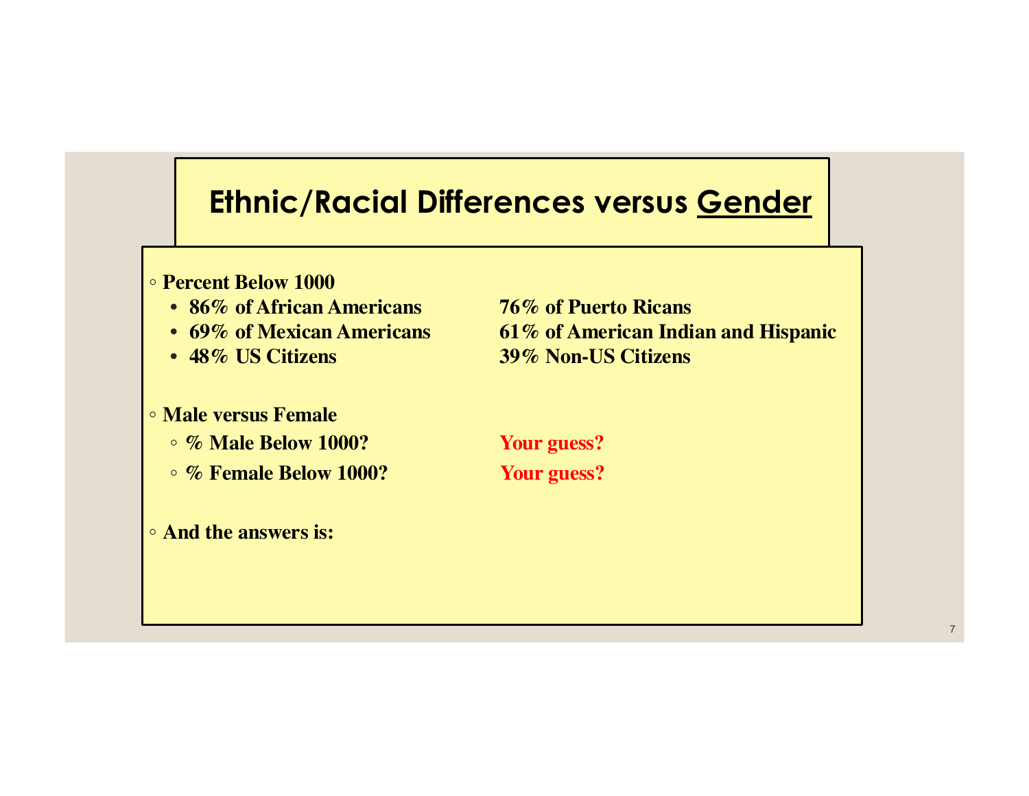# Ethnic/Racial Differences versus <u>Gender</u>

- **Percent Below 1000**
  - **86% of African Americans** **76% of Puerto Ricans**
  - **69% of Mexican Americans** **61% of American Indian and Hispanic**
  - **48% US Citizens** **39% Non-US Citizens**

- **Male versus Female**
  - **% Male Below 1000?** **Your guess?**
  - **% Female Below 1000?** **Your guess?**

- **And the answers is:**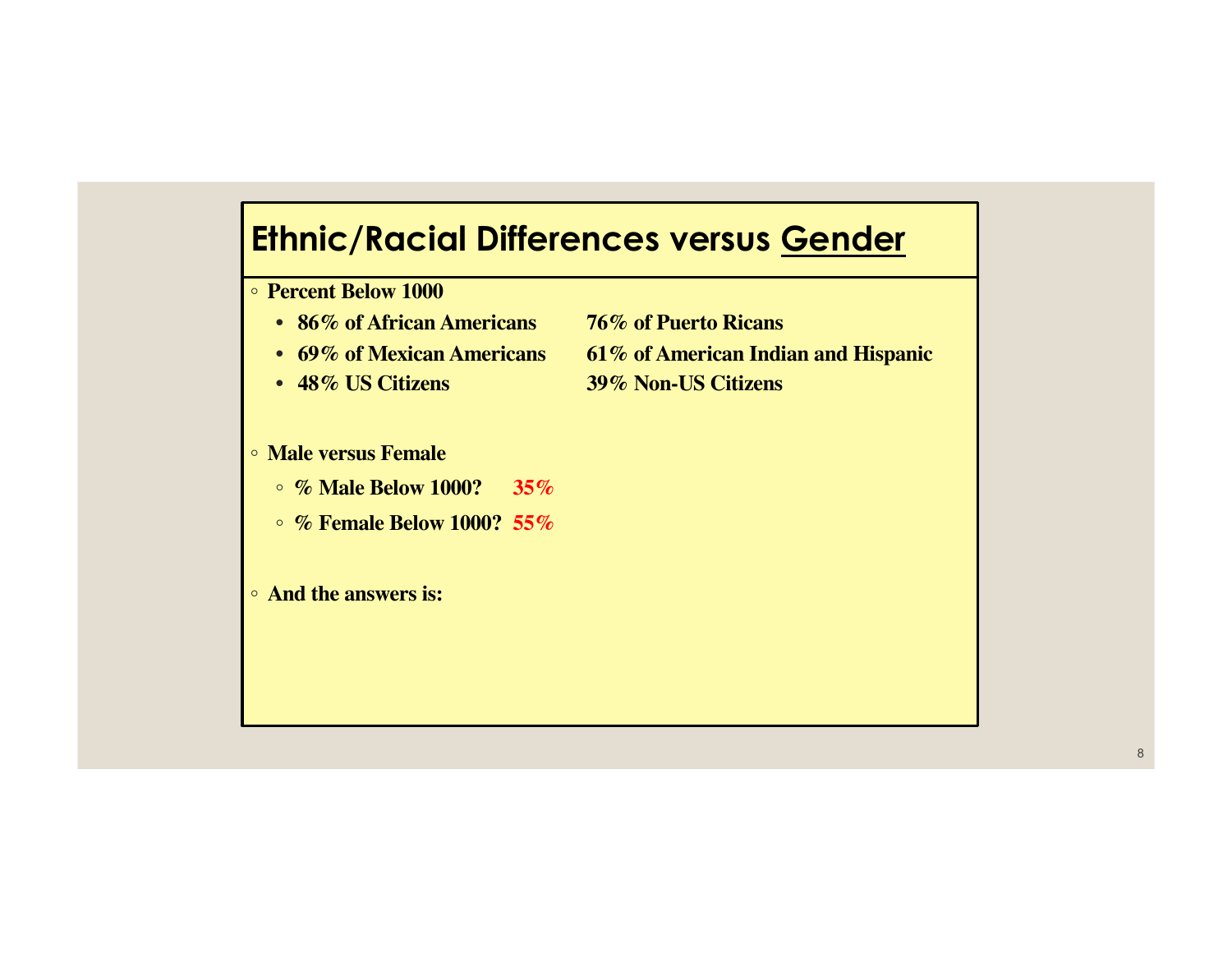# Ethnic/Racial Differences versus Gender

- **Percent Below 1000**
  - **86% of African Americans** **76% of Puerto Ricans**
  - **69% of Mexican Americans** **61% of American Indian and Hispanic**
  - **48% US Citizens** **39% Non-US Citizens**

- **Male versus Female**
  - **% Male Below 1000?** **35%**
  - **% Female Below 1000?** **55%**

- **And the answers is:**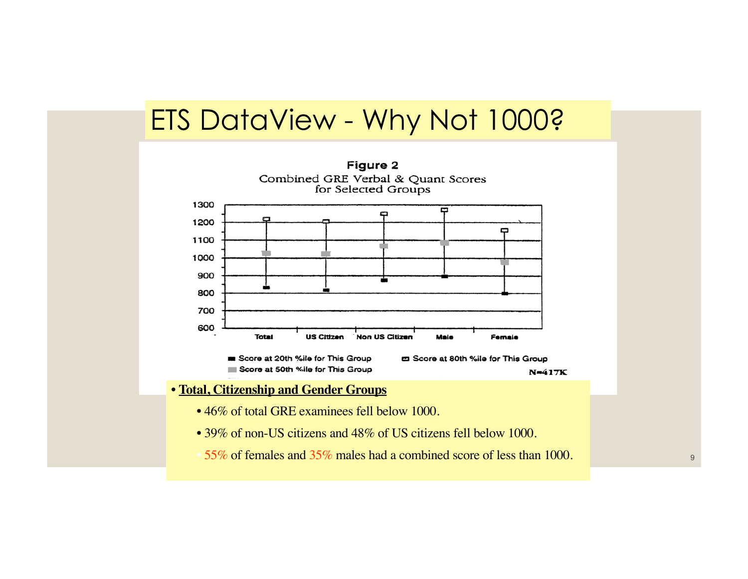# ETS DataView - Why Not 1000?

**Figure 2**
Combined GRE Verbal & Quant Scores for Selected Groups

| Group | Score at 20th %ile | Score at 50th %ile | Score at 80th %ile |
|---|---|---|---|
| Total | ~830 | ~1025 | ~1220 |
| US Citizen | ~820 | ~1020 | ~1205 |
| Non US Citizen | ~870 | ~1065 | ~1245 |
| Male | ~890 | ~1085 | ~1265 |
| Female | ~800 | ~975 | ~1155 |

N=417K

- **Total, Citizenship and Gender Groups**
  - 46% of total GRE examinees fell below 1000.
  - 39% of non-US citizens and 48% of US citizens fell below 1000.
  - 55% of females and 35% males had a combined score of less than 1000.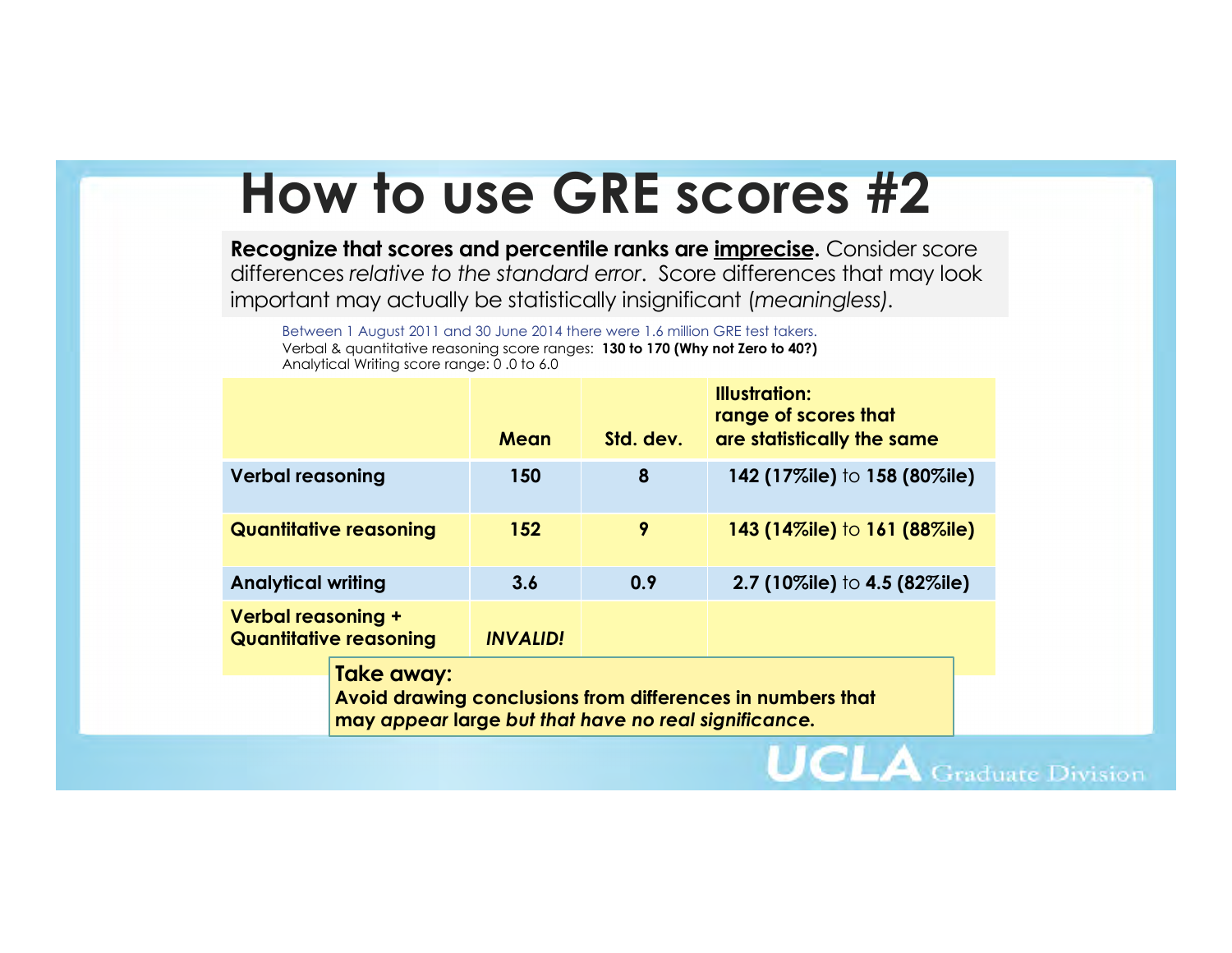# How to use GRE scores #2

**Recognize that scores and percentile ranks are <u>imprecise</u>.** Consider score differences *relative to the standard error*. Score differences that may look important may actually be statistically insignificant (*meaningless)*.

Between 1 August 2011 and 30 June 2014 there were 1.6 million GRE test takers.
Verbal & quantitative reasoning score ranges: **130 to 170 (Why not Zero to 40?)**
Analytical Writing score range: 0 .0 to 6.0

| | Mean | Std. dev. | Illustration: range of scores that are statistically the same |
|---|---|---|---|
| **Verbal reasoning** | **150** | **8** | **142 (17%ile)** to **158 (80%ile)** |
| **Quantitative reasoning** | **152** | **9** | **143 (14%ile)** to **161 (88%ile)** |
| **Analytical writing** | **3.6** | **0.9** | **2.7 (10%ile)** to **4.5 (82%ile)** |
| **Verbal reasoning + Quantitative reasoning** | ***INVALID!*** | | |

**Take away:**
**Avoid drawing conclusions from differences in numbers that may *appear* large *but that have no real significance.***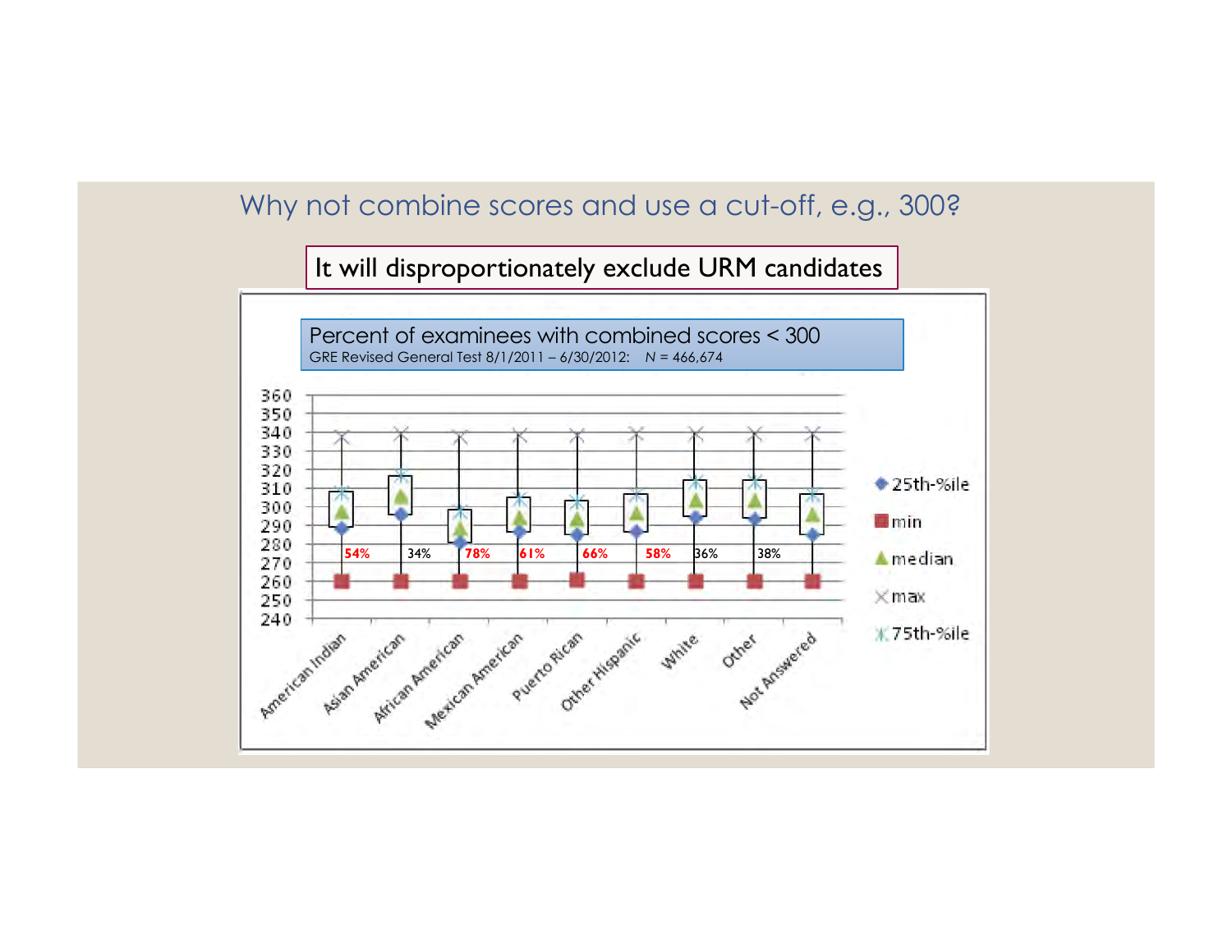# Why not combine scores and use a cut-off, e.g., 300?

**It will disproportionately exclude URM candidates**

Percent of examinees with combined scores < 300

GRE Revised General Test 8/1/2011 – 6/30/2012: *N* = 466,674

| Group | % < 300 |
|---|---|
| American Indian | 54% |
| Asian American | 34% |
| African American | 78% |
| Mexican American | 61% |
| Puerto Rican | 66% |
| Other Hispanic | 58% |
| White | 36% |
| Other | 38% |
| Not Answered | |

Legend: 25th-%ile, min, median, max, 75th-%ile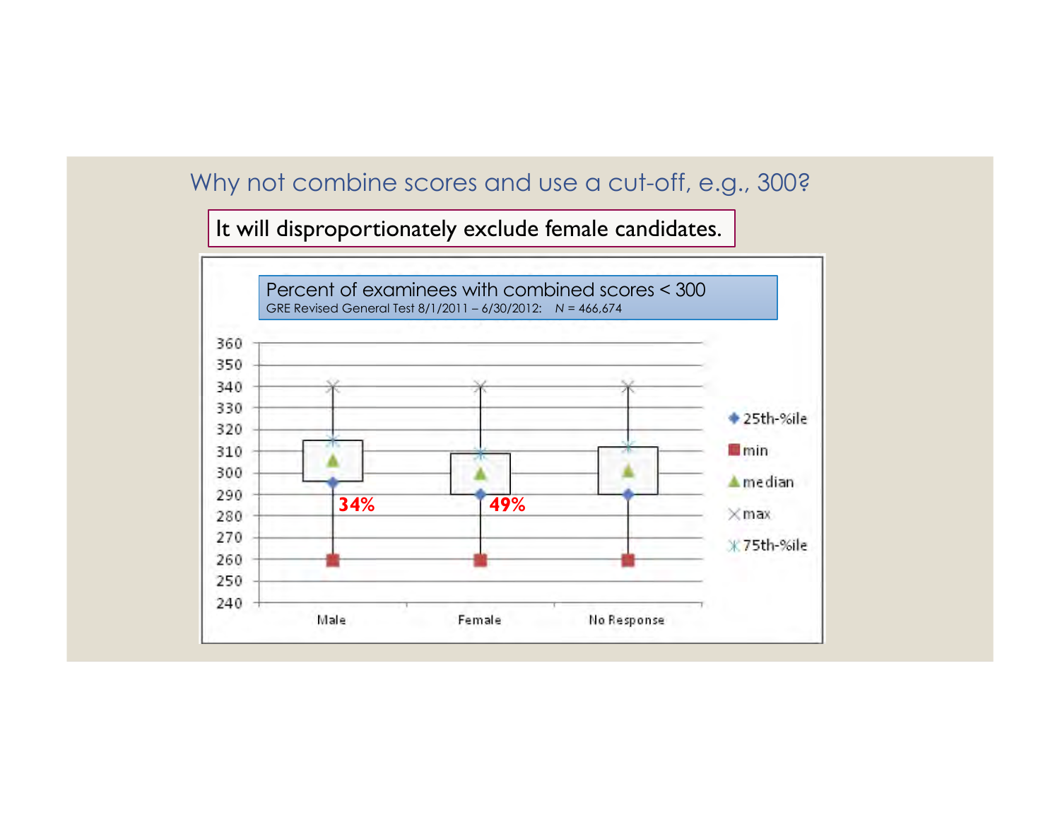## Why not combine scores and use a cut-off, e.g., 300?

It will disproportionately exclude female candidates.

Percent of examinees with combined scores < 300

GRE Revised General Test 8/1/2011 – 6/30/2012: *N* = 466,674

360
350
340
330
320
310
300
290
280
270
260
250
240

34%

49%

Male Female No Response

25th-%ile
min
median
max
75th-%ile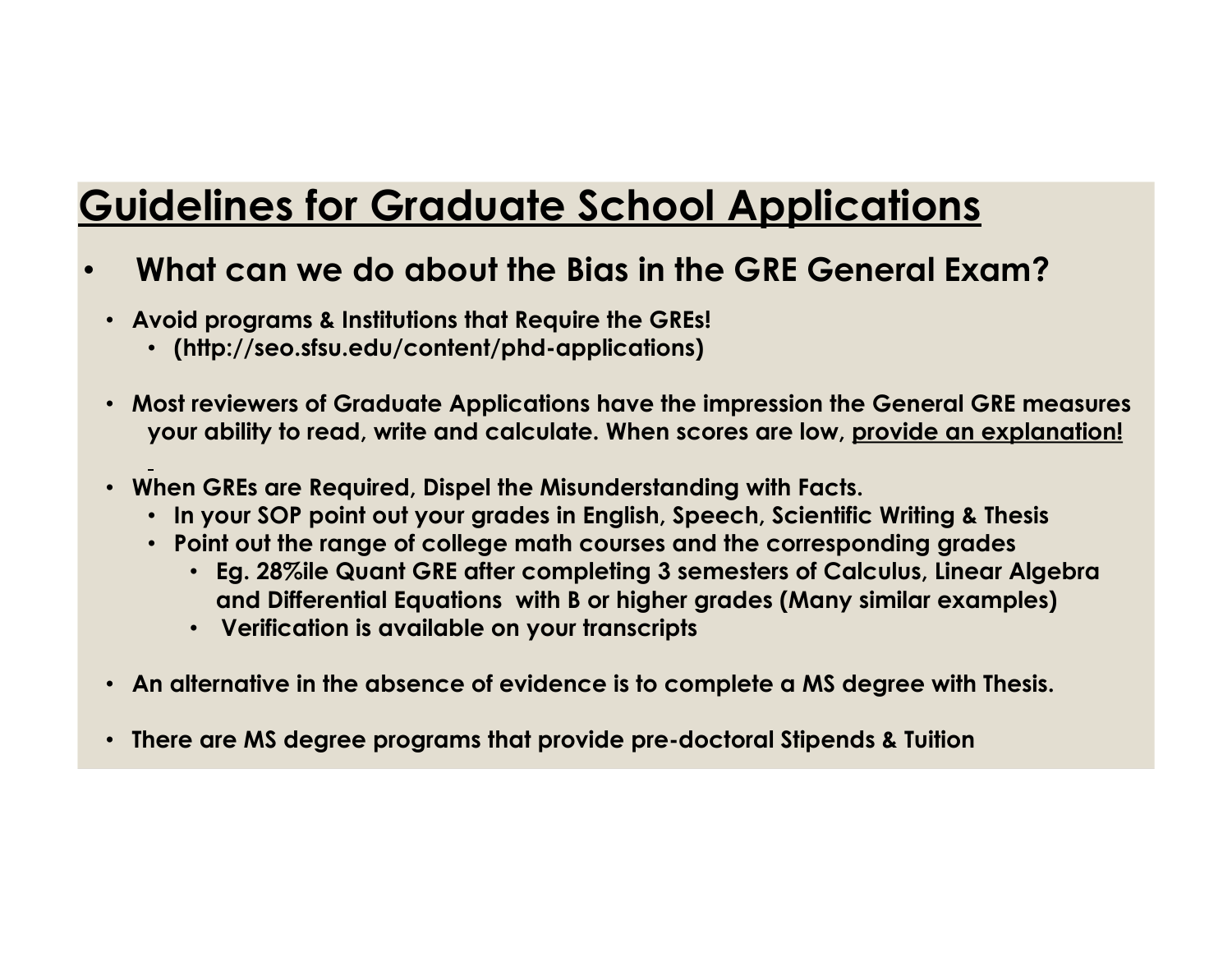# Guidelines for Graduate School Applications

- **What can we do about the Bias in the GRE General Exam?**
  - **Avoid programs & Institutions that Require the GREs!**
    - **(http://seo.sfsu.edu/content/phd-applications)**
  - **Most reviewers of Graduate Applications have the impression the General GRE measures your ability to read, write and calculate. When scores are low, provide an explanation!**
  - **When GREs are Required, Dispel the Misunderstanding with Facts.**
    - **In your SOP point out your grades in English, Speech, Scientific Writing & Thesis**
    - **Point out the range of college math courses and the corresponding grades**
      - **Eg. 28%ile Quant GRE after completing 3 semesters of Calculus, Linear Algebra and Differential Equations with B or higher grades (Many similar examples)**
      - **Verification is available on your transcripts**
  - **An alternative in the absence of evidence is to complete a MS degree with Thesis.**
  - **There are MS degree programs that provide pre-doctoral Stipends & Tuition**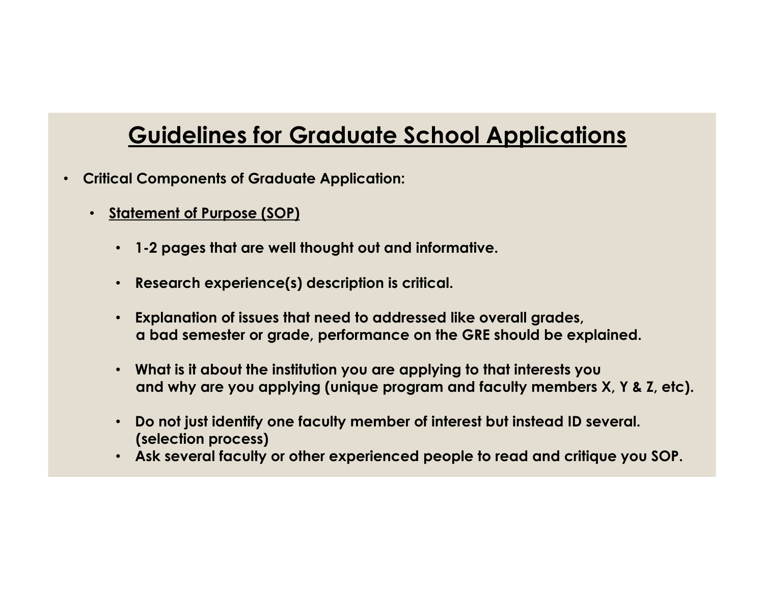# Guidelines for Graduate School Applications

- **Critical Components of Graduate Application:**
  - **Statement of Purpose (SOP)**
    - **1-2 pages that are well thought out and informative.**
    - **Research experience(s) description is critical.**
    - **Explanation of issues that need to addressed like overall grades, a bad semester or grade, performance on the GRE should be explained.**
    - **What is it about the institution you are applying to that interests you and why are you applying (unique program and faculty members X, Y & Z, etc).**
    - **Do not just identify one faculty member of interest but instead ID several. (selection process)**
    - **Ask several faculty or other experienced people to read and critique you SOP.**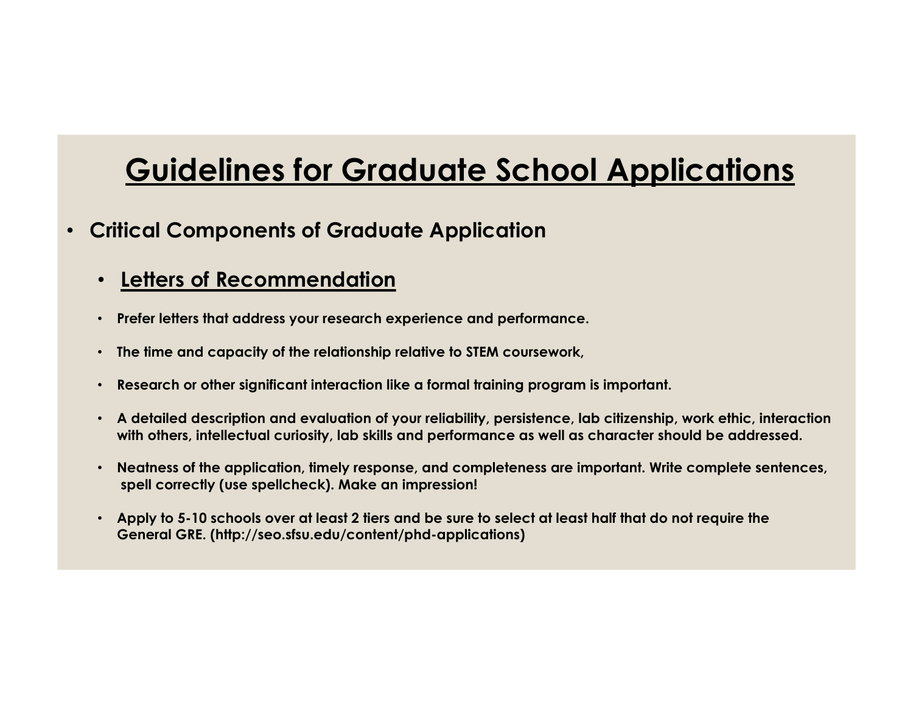# Guidelines for Graduate School Applications

- **Critical Components of Graduate Application**
  - **Letters of Recommendation**
  - **Prefer letters that address your research experience and performance.**
  - **The time and capacity of the relationship relative to STEM coursework,**
  - **Research or other significant interaction like a formal training program is important.**
  - **A detailed description and evaluation of your reliability, persistence, lab citizenship, work ethic, interaction with others, intellectual curiosity, lab skills and performance as well as character should be addressed.**
  - **Neatness of the application, timely response, and completeness are important. Write complete sentences, spell correctly (use spellcheck). Make an impression!**
  - **Apply to 5-10 schools over at least 2 tiers and be sure to select at least half that do not require the General GRE. (http://seo.sfsu.edu/content/phd-applications)**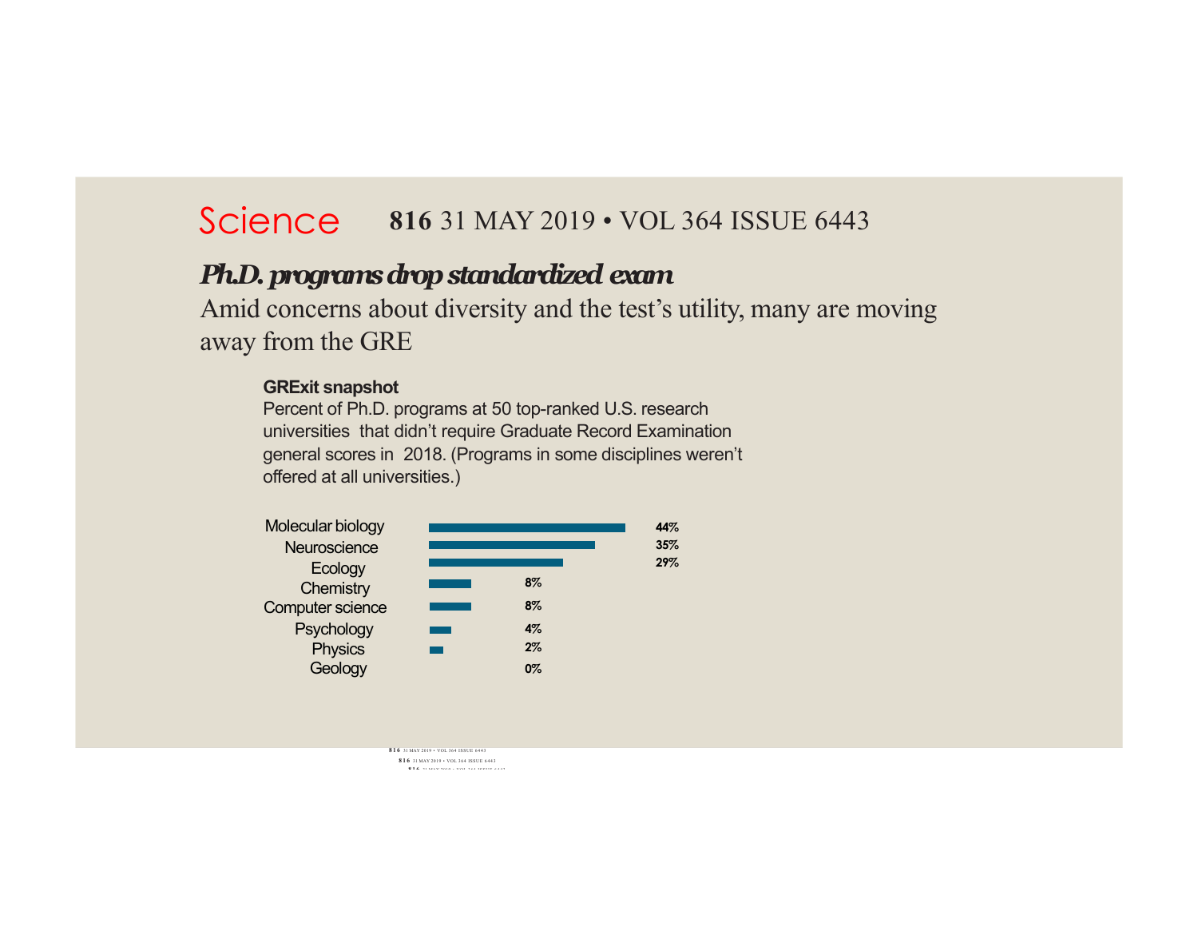Science **816** 31 MAY 2019 • VOL 364 ISSUE 6443

## *Ph.D. programs drop standardized exam*

Amid concerns about diversity and the test's utility, many are moving away from the GRE

**GRExit snapshot**

Percent of Ph.D. programs at 50 top-ranked U.S. research universities that didn't require Graduate Record Examination general scores in 2018. (Programs in some disciplines weren't offered at all universities.)

| Discipline | Percent |
|---|---|
| Molecular biology | 44% |
| Neuroscience | 35% |
| Ecology | 29% |
| Chemistry | 8% |
| Computer science | 8% |
| Psychology | 4% |
| Physics | 2% |
| Geology | 0% |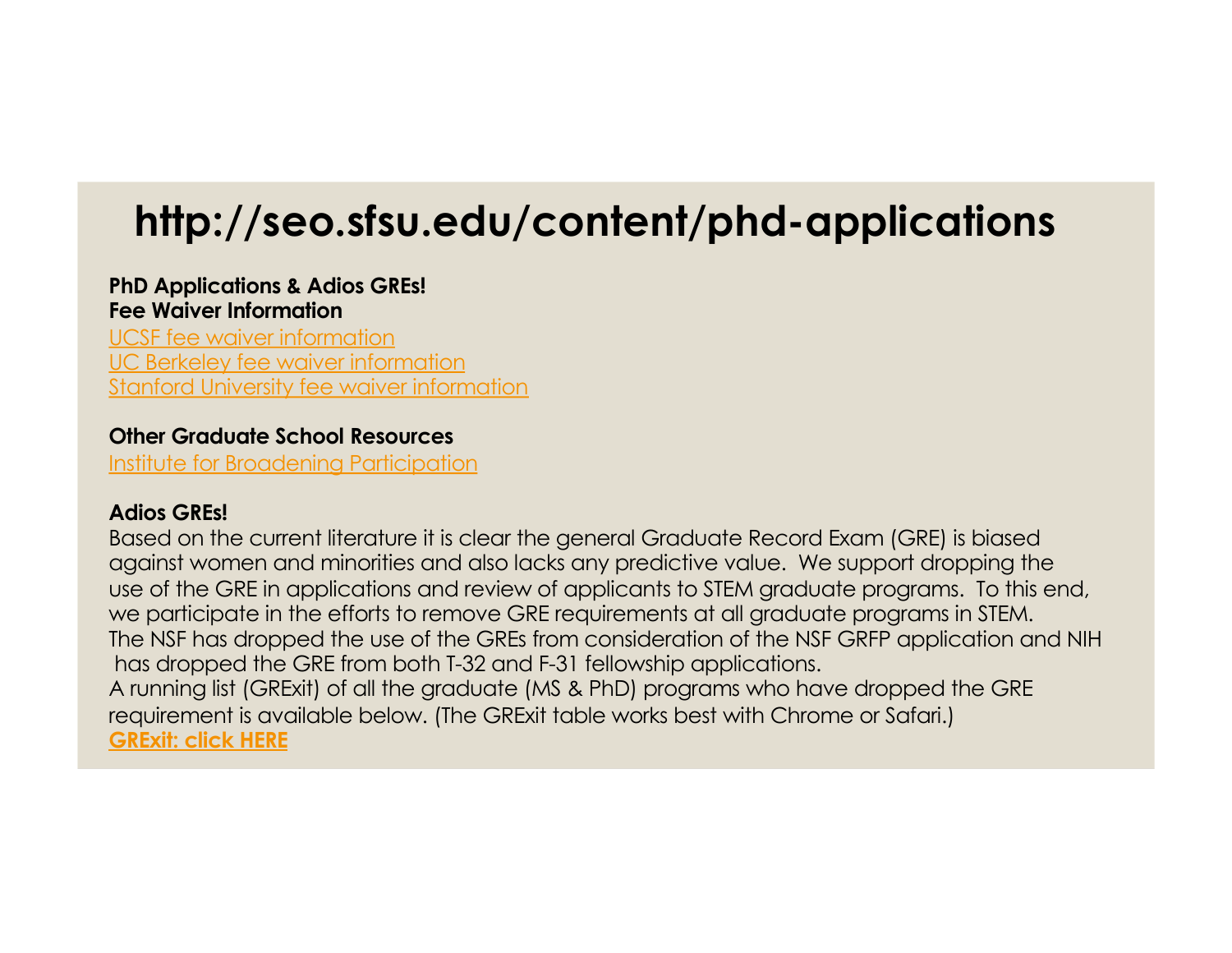# http://seo.sfsu.edu/content/phd-applications

**PhD Applications & Adios GREs!**
**Fee Waiver Information**

UCSF fee waiver information
UC Berkeley fee waiver information
Stanford University fee waiver information

**Other Graduate School Resources**

Institute for Broadening Participation

**Adios GREs!**

Based on the current literature it is clear the general Graduate Record Exam (GRE) is biased against women and minorities and also lacks any predictive value. We support dropping the use of the GRE in applications and review of applicants to STEM graduate programs. To this end, we participate in the efforts to remove GRE requirements at all graduate programs in STEM. The NSF has dropped the use of the GREs from consideration of the NSF GRFP application and NIH has dropped the GRE from both T-32 and F-31 fellowship applications.
A running list (GRExit) of all the graduate (MS & PhD) programs who have dropped the GRE requirement is available below. (The GRExit table works best with Chrome or Safari.)

**GRExit: click HERE**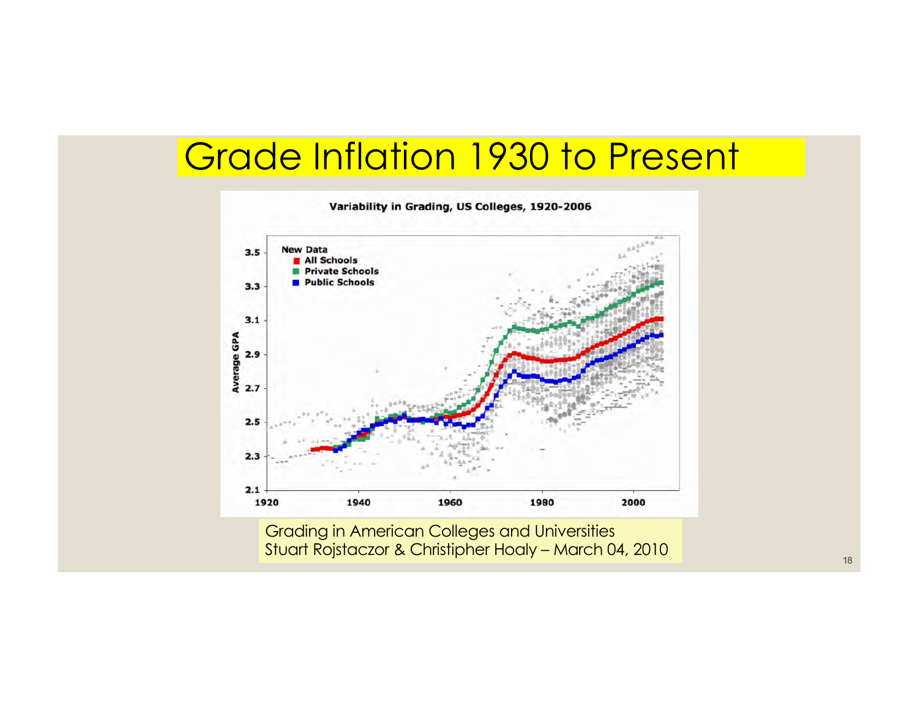# Grade Inflation 1930 to Present

Grading in American Colleges and Universities
Stuart Rojstaczor & Christipher Hoaly – March 04, 2010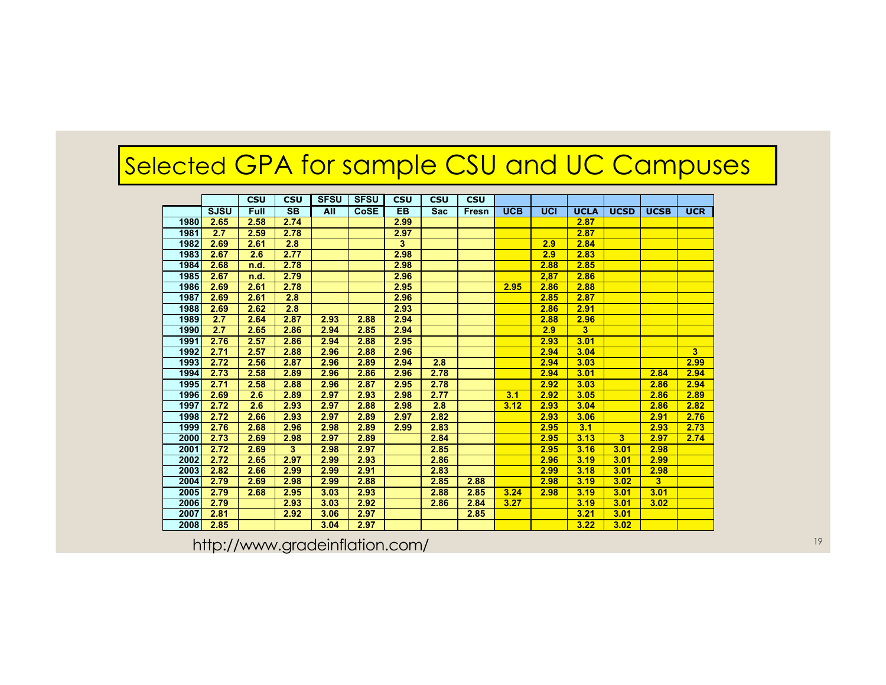# Selected GPA for sample CSU and UC Campuses

| | | CSU | CSU | SFSU | SFSU | CSU | CSU | CSU | | | | | | |
|---|---|---|---|---|---|---|---|---|---|---|---|---|---|---|
| | SJSU | Full | SB | All | CoSE | EB | Sac | Fresn | UCB | UCI | UCLA | UCSD | UCSB | UCR |
| 1980 | 2.65 | 2.58 | 2.74 | | | 2.99 | | | | | 2.87 | | | |
| 1981 | 2.7 | 2.59 | 2.78 | | | 2.97 | | | | | 2.87 | | | |
| 1982 | 2.69 | 2.61 | 2.8 | | | 3 | | | | 2.9 | 2.84 | | | |
| 1983 | 2.67 | 2.6 | 2.77 | | | 2.98 | | | | 2.9 | 2.83 | | | |
| 1984 | 2.68 | n.d. | 2.78 | | | 2.98 | | | | 2.88 | 2.85 | | | |
| 1985 | 2.67 | n.d. | 2.79 | | | 2.96 | | | | 2,87 | 2.86 | | | |
| 1986 | 2.69 | 2.61 | 2.78 | | | 2.95 | | | 2.95 | 2.86 | 2.88 | | | |
| 1987 | 2.69 | 2.61 | 2.8 | | | 2.96 | | | | 2.85 | 2.87 | | | |
| 1988 | 2.69 | 2.62 | 2.8 | | | 2.93 | | | | 2.86 | 2.91 | | | |
| 1989 | 2.7 | 2.64 | 2.87 | 2.93 | 2.88 | 2.94 | | | | 2.88 | 2.96 | | | |
| 1990 | 2.7 | 2.65 | 2.86 | 2.94 | 2.85 | 2.94 | | | | 2.9 | 3 | | | |
| 1991 | 2.76 | 2.57 | 2.86 | 2.94 | 2.88 | 2.95 | | | | 2.93 | 3.01 | | | |
| 1992 | 2.71 | 2.57 | 2.88 | 2.96 | 2.88 | 2.96 | | | | 2.94 | 3.04 | | | 3 |
| 1993 | 2.72 | 2.56 | 2.87 | 2.96 | 2.89 | 2.94 | 2.8 | | | 2.94 | 3.03 | | | 2.99 |
| 1994 | 2.73 | 2.58 | 2.89 | 2.96 | 2.86 | 2.96 | 2.78 | | | 2.94 | 3.01 | | 2.84 | 2.94 |
| 1995 | 2.71 | 2.58 | 2.88 | 2.96 | 2.87 | 2.95 | 2.78 | | | 2.92 | 3.03 | | 2.86 | 2.94 |
| 1996 | 2.69 | 2.6 | 2.89 | 2.97 | 2.93 | 2.98 | 2.77 | | 3.1 | 2.92 | 3.05 | | 2.86 | 2.89 |
| 1997 | 2.72 | 2.6 | 2.93 | 2.97 | 2.88 | 2.98 | 2.8 | | 3.12 | 2.93 | 3.04 | | 2.86 | 2.82 |
| 1998 | 2.72 | 2.66 | 2.93 | 2.97 | 2.89 | 2.97 | 2.82 | | | 2.93 | 3.06 | | 2.91 | 2.76 |
| 1999 | 2.76 | 2.68 | 2.96 | 2.98 | 2.89 | 2.99 | 2.83 | | | 2.95 | 3.1 | | 2.93 | 2.73 |
| 2000 | 2.73 | 2.69 | 2.98 | 2.97 | 2.89 | | 2.84 | | | 2.95 | 3.13 | 3 | 2.97 | 2.74 |
| 2001 | 2.72 | 2.69 | 3 | 2.98 | 2.97 | | 2.85 | | | 2.95 | 3.16 | 3.01 | 2.98 | |
| 2002 | 2.72 | 2.65 | 2.97 | 2.99 | 2.93 | | 2.86 | | | 2.96 | 3.19 | 3.01 | 2.99 | |
| 2003 | 2.82 | 2.66 | 2.99 | 2.99 | 2.91 | | 2.83 | | | 2.99 | 3.18 | 3.01 | 2.98 | |
| 2004 | 2.79 | 2.69 | 2.98 | 2.99 | 2.88 | | 2.85 | 2.88 | | 2.98 | 3.19 | 3.02 | 3 | |
| 2005 | 2.79 | 2.68 | 2.95 | 3.03 | 2.93 | | 2.88 | 2.85 | 3.24 | 2.98 | 3.19 | 3.01 | 3.01 | |
| 2006 | 2.79 | | 2.93 | 3.03 | 2.92 | | 2.86 | 2.84 | 3.27 | | 3.19 | 3.01 | 3.02 | |
| 2007 | 2.81 | | 2.92 | 3.06 | 2.97 | | | 2.85 | | | 3.21 | 3.01 | | |
| 2008 | 2.85 | | | 3.04 | 2.97 | | | | | | 3.22 | 3.02 | | |

http://www.gradeinflation.com/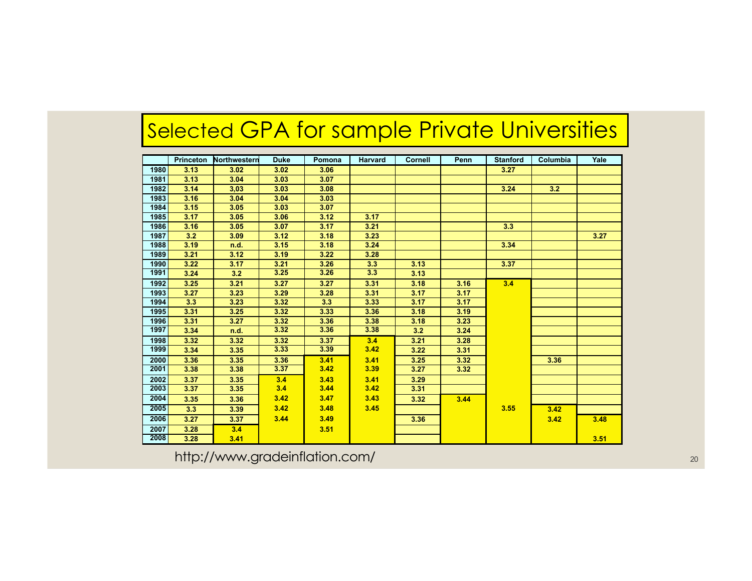# Selected GPA for sample Private Universities

| | Princeton | Northwestern | Duke | Pomona | Harvard | Cornell | Penn | Stanford | Columbia | Yale |
|---|---|---|---|---|---|---|---|---|---|---|
| 1980 | 3.13 | 3.02 | 3.02 | 3.06 | | | | 3.27 | | |
| 1981 | 3.13 | 3.04 | 3.03 | 3.07 | | | | | | |
| 1982 | 3.14 | 3,03 | 3.03 | 3.08 | | | | 3.24 | 3.2 | |
| 1983 | 3.16 | 3.04 | 3.04 | 3.03 | | | | | | |
| 1984 | 3.15 | 3.05 | 3.03 | 3.07 | | | | | | |
| 1985 | 3.17 | 3.05 | 3.06 | 3.12 | 3.17 | | | | | |
| 1986 | 3.16 | 3.05 | 3.07 | 3.17 | 3.21 | | | 3.3 | | |
| 1987 | 3.2 | 3.09 | 3.12 | 3.18 | 3.23 | | | | | 3.27 |
| 1988 | 3.19 | n.d. | 3.15 | 3.18 | 3.24 | | | 3.34 | | |
| 1989 | 3.21 | 3.12 | 3.19 | 3.22 | 3.28 | | | | | |
| 1990 | 3.22 | 3.17 | 3.21 | 3.26 | 3.3 | 3.13 | | 3.37 | | |
| 1991 | 3.24 | 3.2 | 3.25 | 3.26 | 3.3 | 3.13 | | | | |
| 1992 | 3.25 | 3.21 | 3.27 | 3.27 | 3.31 | 3.18 | 3.16 | 3.4 | | |
| 1993 | 3.27 | 3.23 | 3.29 | 3.28 | 3.31 | 3.17 | 3.17 | | | |
| 1994 | 3.3 | 3.23 | 3.32 | 3.3 | 3.33 | 3.17 | 3.17 | | | |
| 1995 | 3.31 | 3.25 | 3.32 | 3.33 | 3.36 | 3.18 | 3.19 | | | |
| 1996 | 3.31 | 3.27 | 3.32 | 3.36 | 3.38 | 3.18 | 3.23 | | | |
| 1997 | 3.34 | n.d. | 3.32 | 3.36 | 3.38 | 3.2 | 3.24 | | | |
| 1998 | 3.32 | 3.32 | 3.32 | 3.37 | 3.4 | 3.21 | 3.28 | | | |
| 1999 | 3.34 | 3.35 | 3.33 | 3.39 | 3.42 | 3.22 | 3.31 | | | |
| 2000 | 3.36 | 3.35 | 3.36 | 3.41 | 3.41 | 3.25 | 3.32 | | 3.36 | |
| 2001 | 3.38 | 3.38 | 3.37 | 3.42 | 3.39 | 3.27 | 3.32 | | | |
| 2002 | 3.37 | 3.35 | 3.4 | 3.43 | 3.41 | 3.29 | | | | |
| 2003 | 3.37 | 3.35 | 3.4 | 3.44 | 3.42 | 3.31 | | | | |
| 2004 | 3.35 | 3.36 | 3.42 | 3.47 | 3.43 | 3.32 | 3.44 | | | |
| 2005 | 3.3 | 3.39 | 3.42 | 3.48 | 3.45 | | | 3.55 | 3.42 | |
| 2006 | 3.27 | 3.37 | 3.44 | 3.49 | | 3.36 | | | 3.42 | 3.48 |
| 2007 | 3.28 | 3.4 | | 3.51 | | | | | | |
| 2008 | 3.28 | 3.41 | | | | | | | | 3.51 |

http://www.gradeinflation.com/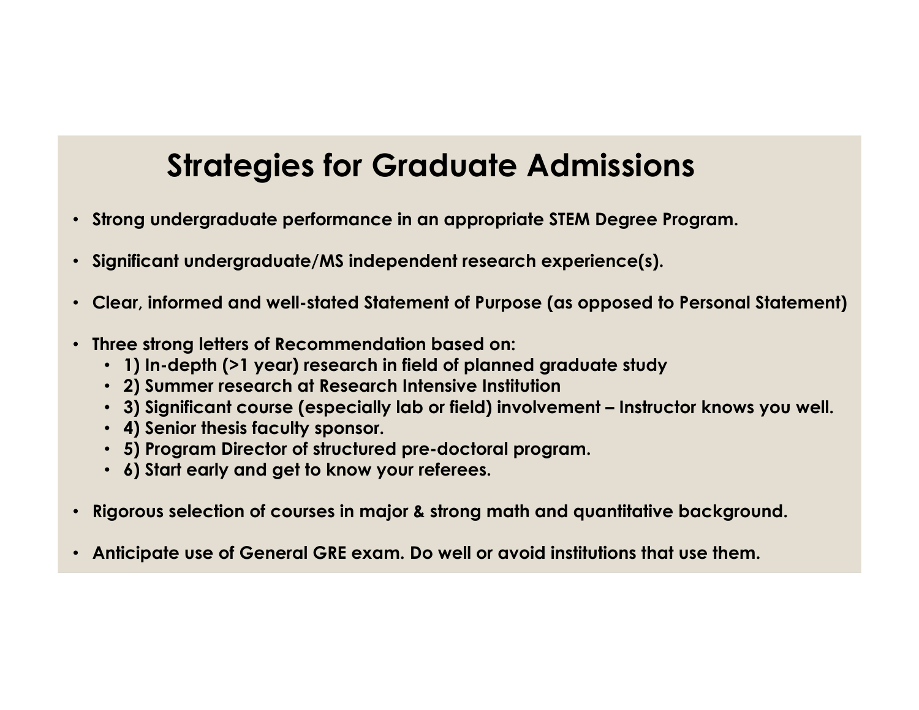# Strategies for Graduate Admissions

- **Strong undergraduate performance in an appropriate STEM Degree Program.**
- **Significant undergraduate/MS independent research experience(s).**
- **Clear, informed and well-stated Statement of Purpose (as opposed to Personal Statement)**
- **Three strong letters of Recommendation based on:**
  - **1) In-depth (>1 year) research in field of planned graduate study**
  - **2) Summer research at Research Intensive Institution**
  - **3) Significant course (especially lab or field) involvement – Instructor knows you well.**
  - **4) Senior thesis faculty sponsor.**
  - **5) Program Director of structured pre-doctoral program.**
  - **6) Start early and get to know your referees.**
- **Rigorous selection of courses in major & strong math and quantitative background.**
- **Anticipate use of General GRE exam. Do well or avoid institutions that use them.**